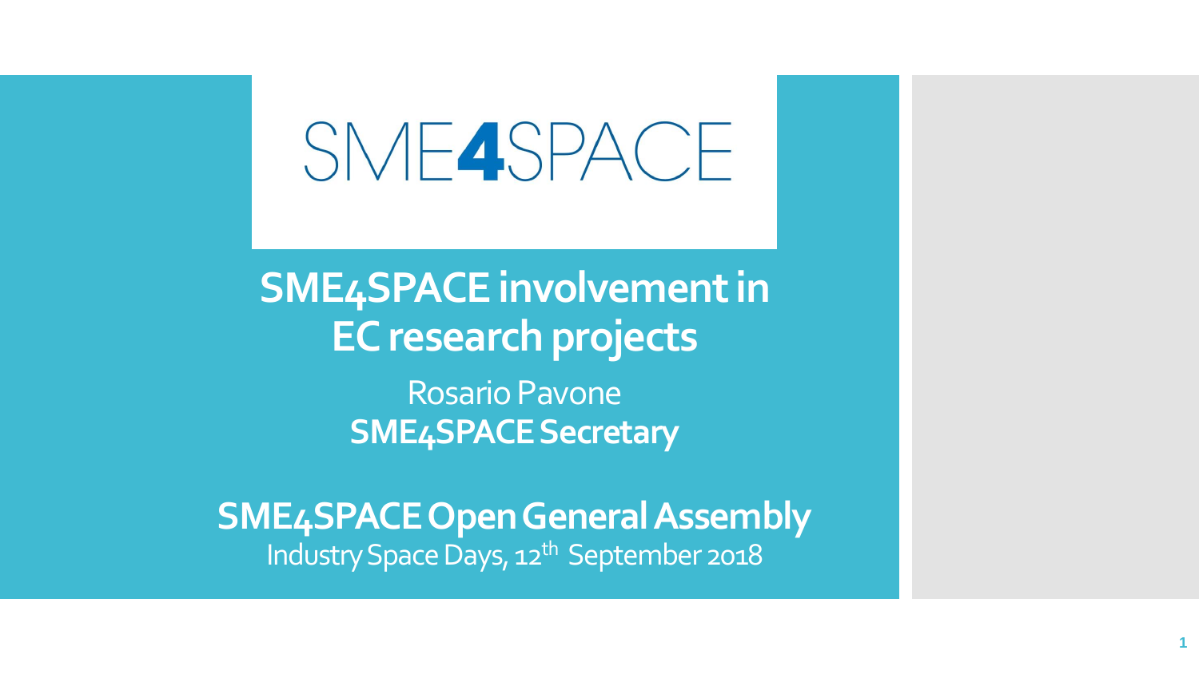# SME4SPACE

## SME4SPACE involvement in EC research projects

Rosario Pavone

**SME4SPACE Secretary**

**SME4SPACE Open General Assembly**

Industry Space Days, 12th September 2018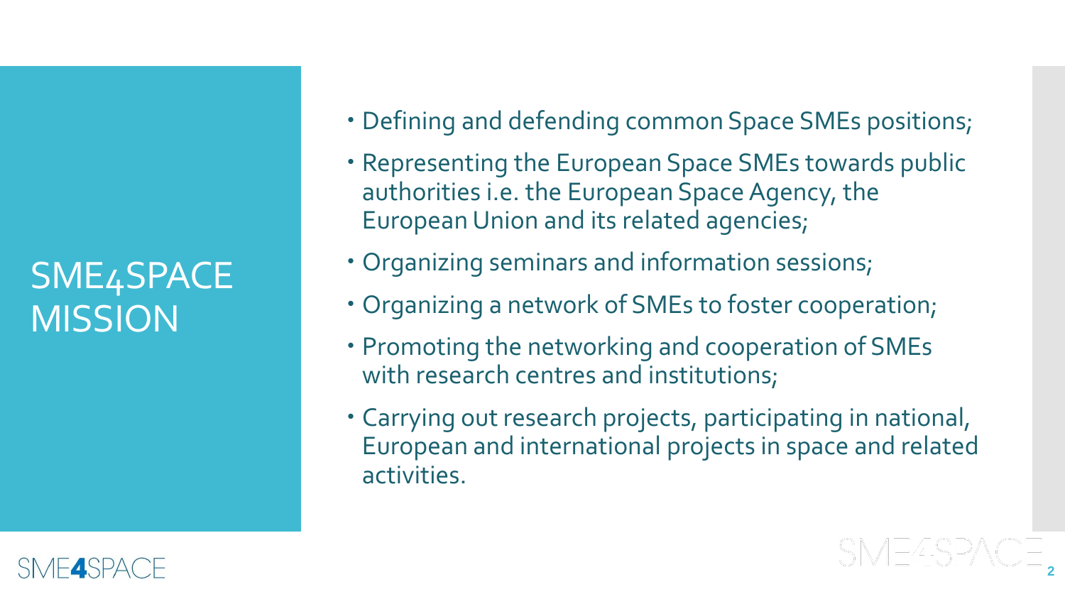# SME4SPACE MISSION

- Defining and defending common Space SMEs positions;
- Representing the European Space SMEs towards public authorities i.e. the European Space Agency, the European Union and its related agencies;
- Organizing seminars and information sessions;
- Organizing a network of SMEs to foster cooperation;
- Promoting the networking and cooperation of SMEs with research centres and institutions;
- Carrying out research projects, participating in national, European and international projects in space and related activities.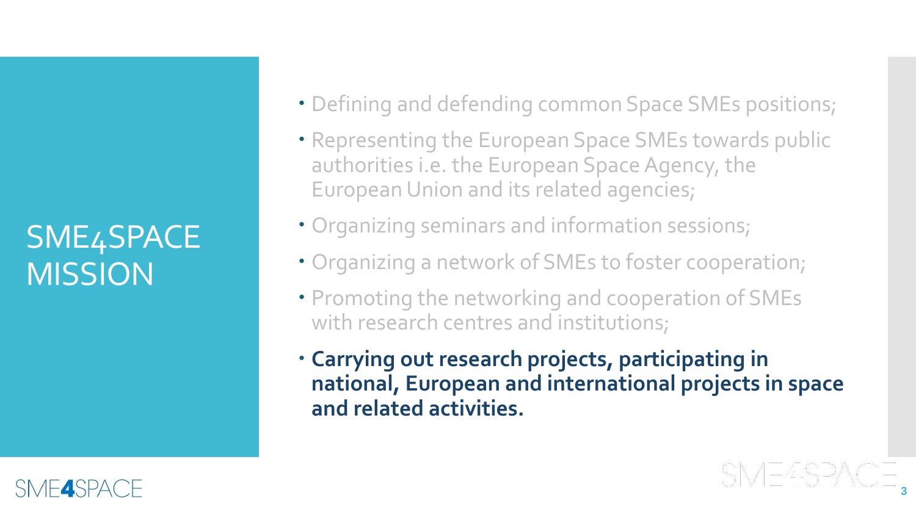# SME4SPACE MISSION

- Defining and defending common Space SMEs positions;
- Representing the European Space SMEs towards public authorities i.e. the European Space Agency, the European Union and its related agencies;
- Organizing seminars and information sessions;
- Organizing a network of SMEs to foster cooperation;
- Promoting the networking and cooperation of SMEs with research centres and institutions;
- **Carrying out research projects, participating in national, European and international projects in space and related activities.**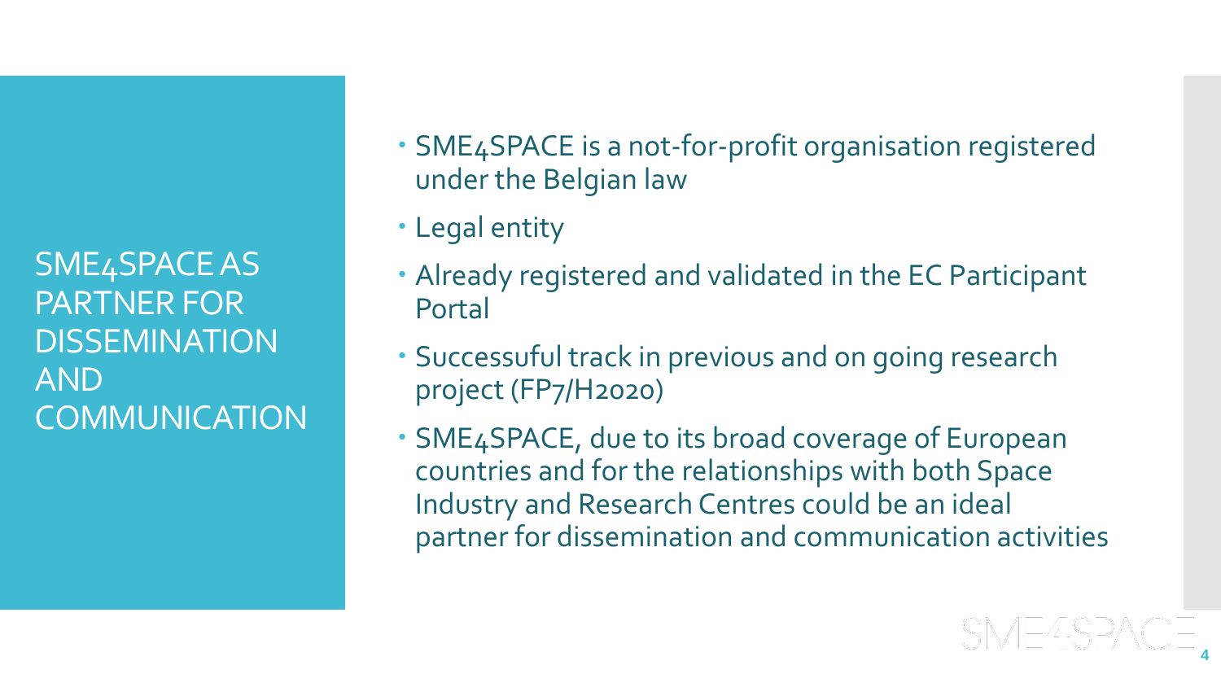# SME4SPACE AS PARTNER FOR DISSEMINATION AND COMMUNICATION

- SME4SPACE is a not-for-profit organisation registered under the Belgian law
- Legal entity
- Already registered and validated in the EC Participant Portal
- Successuful track in previous and on going research project (FP7/H2020)
- SME4SPACE, due to its broad coverage of European countries and for the relationships with both Space Industry and Research Centres could be an ideal partner for dissemination and communication activities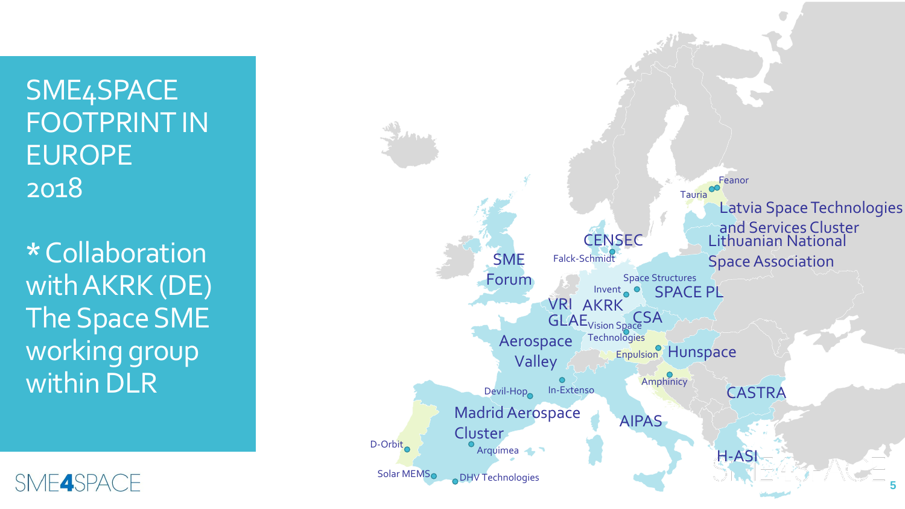# SME4SPACE FOOTPRINT IN EUROPE 2018

* Collaboration with AKRK (DE) The Space SME working group within DLR

SME Forum

CENSEC

Falck-Schmidt

Feanor

Tauria

Latvia Space Technologies and Services Cluster

Lithuanian National Space Association

Space Structures

Invent

SPACE PL

VRI

AKRK

GLAE

Vision Space Technologies

CSA

Aerospace Valley

Enpulsion

Hunspace

Amphinicy

Devil-Hop

In-Extenso

CASTRA

Madrid Aerospace Cluster

AIPAS

D-Orbit

Arquimea

H-ASI

Solar MEMS

DHV Technologies

SME4SPACE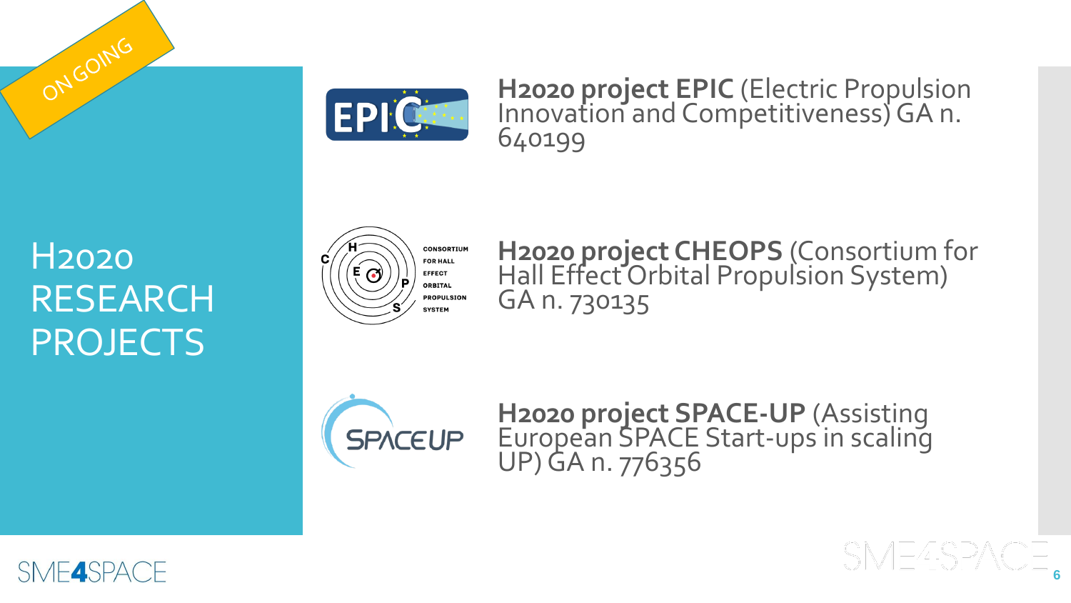ON GOING

# H2020 RESEARCH PROJECTS

**H2020 project EPIC** (Electric Propulsion Innovation and Competitiveness) GA n. 640199

**H2020 project CHEOPS** (Consortium for Hall Effect Orbital Propulsion System) GA n. 730135

**H2020 project SPACE-UP** (Assisting European SPACE Start-ups in scaling UP) GA n. 776356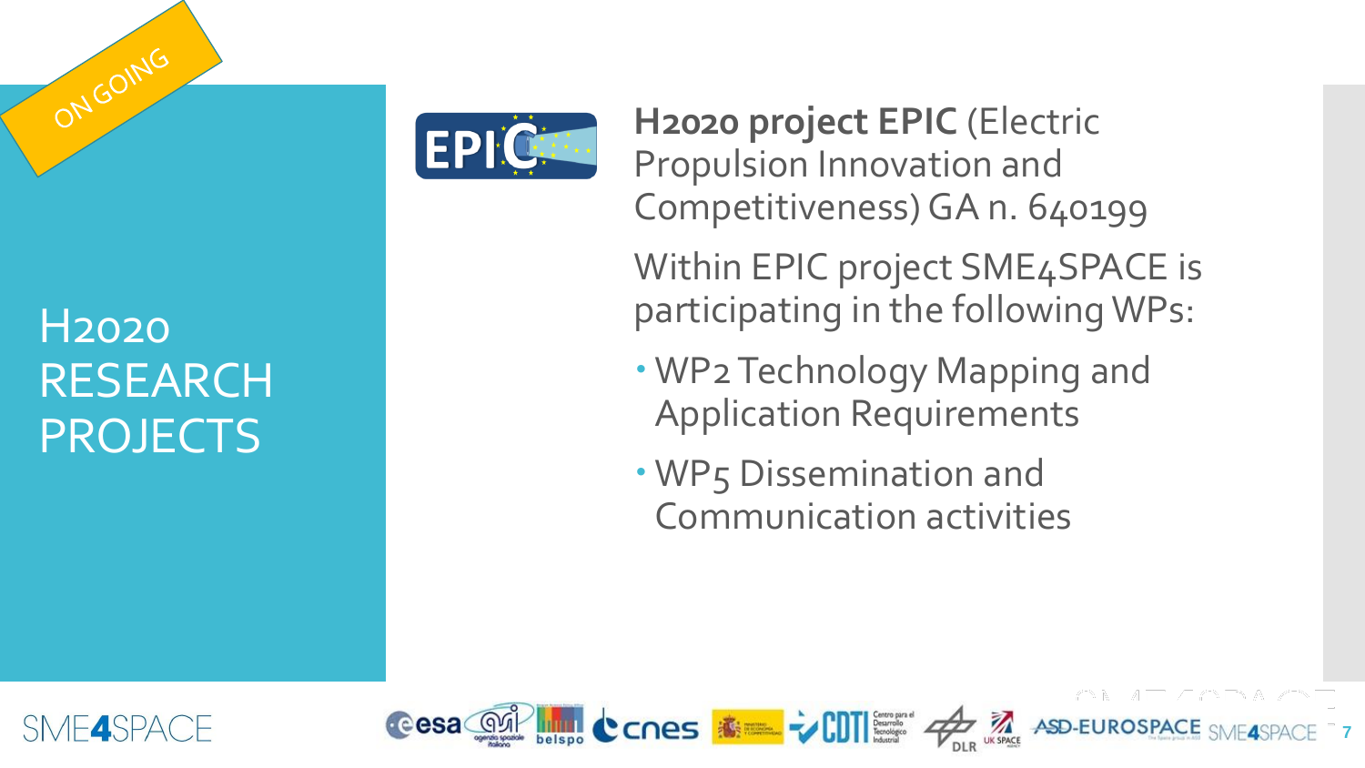ON GOING

# H2020 RESEARCH PROJECTS

**H2020 project EPIC** (Electric Propulsion Innovation and Competitiveness) GA n. 640199

Within EPIC project SME4SPACE is participating in the following WPs:

- WP2 Technology Mapping and Application Requirements
- WP5 Dissemination and Communication activities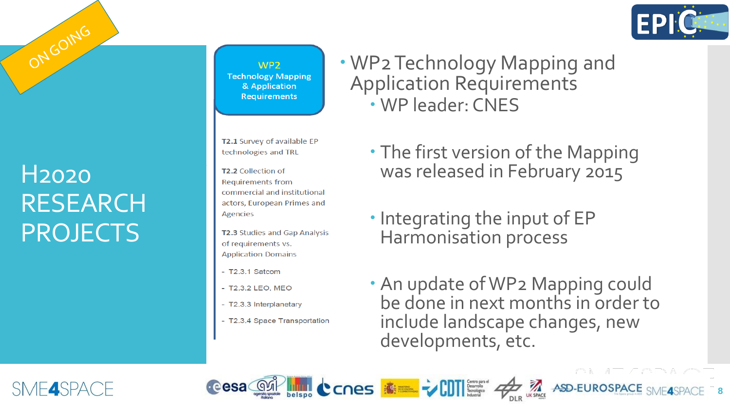ON GOING

# H2020 RESEARCH PROJECTS

**WP2**
**Technology Mapping & Application Requirements**

**T2.1** Survey of available EP technologies and TRL

**T2.2** Collection of Requirements from commercial and institutional actors, European Primes and Agencies

**T2.3** Studies and Gap Analysis of requirements vs. Application Domains

- T2.3.1 Satcom
- T2.3.2 LEO, MEO
- T2.3.3 Interplanetary
- T2.3.4 Space Transportation

- WP2 Technology Mapping and Application Requirements
  - WP leader: CNES
  - The first version of the Mapping was released in February 2015
  - Integrating the input of EP Harmonisation process
  - An update of WP2 Mapping could be done in next months in order to include landscape changes, new developments, etc.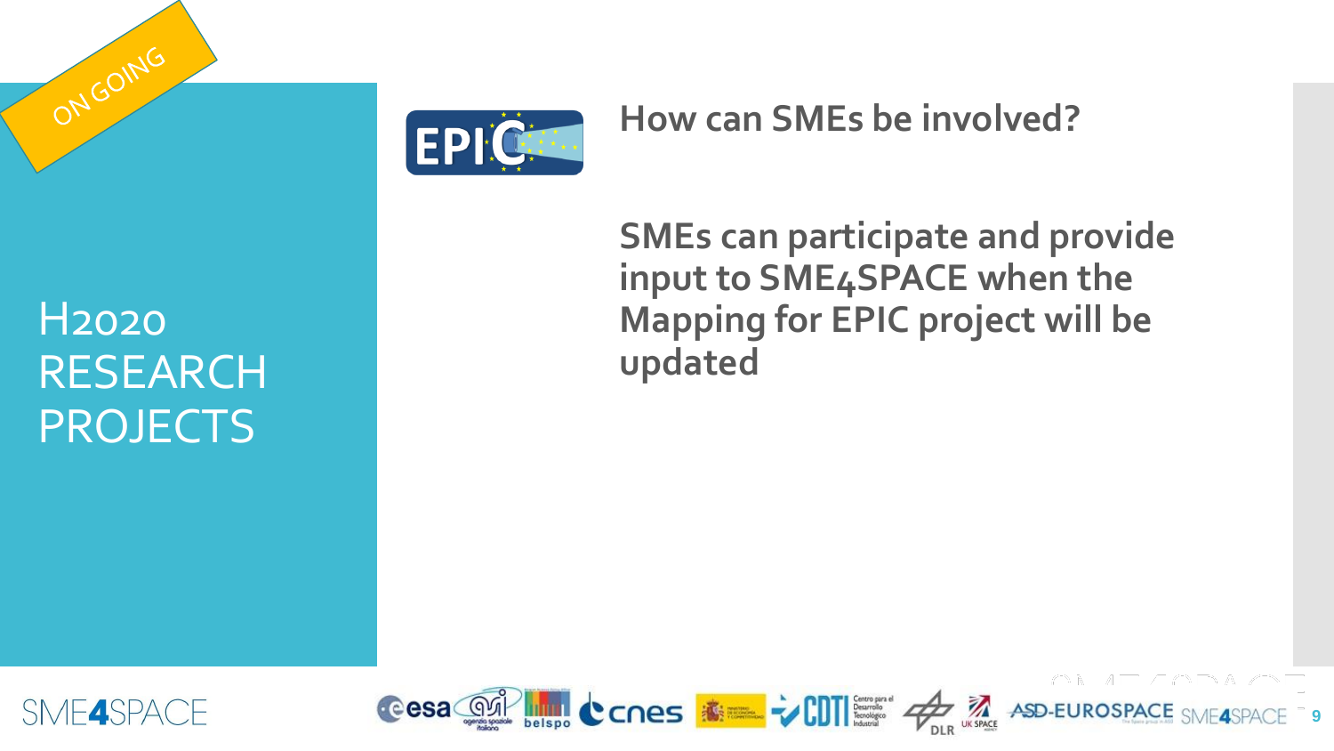ON GOING

# H2020 RESEARCH PROJECTS

EPIC

## How can SMEs be involved?

**SMEs can participate and provide input to SME4SPACE when the Mapping for EPIC project will be updated**

SME4SPACE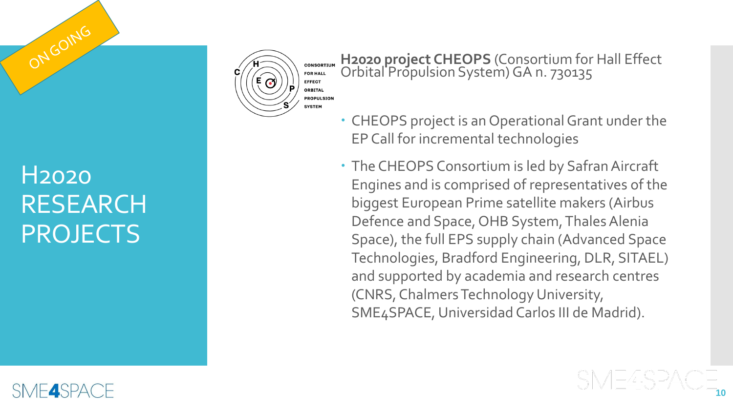ON GOING

# H2020 RESEARCH PROJECTS

CONSORTIUM FOR HALL EFFECT ORBITAL PROPULSION SYSTEM

**H2020 project CHEOPS** (Consortium for Hall Effect Orbital Propulsion System) GA n. 730135

- CHEOPS project is an Operational Grant under the EP Call for incremental technologies
- The CHEOPS Consortium is led by Safran Aircraft Engines and is comprised of representatives of the biggest European Prime satellite makers (Airbus Defence and Space, OHB System, Thales Alenia Space), the full EPS supply chain (Advanced Space Technologies, Bradford Engineering, DLR, SITAEL) and supported by academia and research centres (CNRS, Chalmers Technology University, SME4SPACE, Universidad Carlos III de Madrid).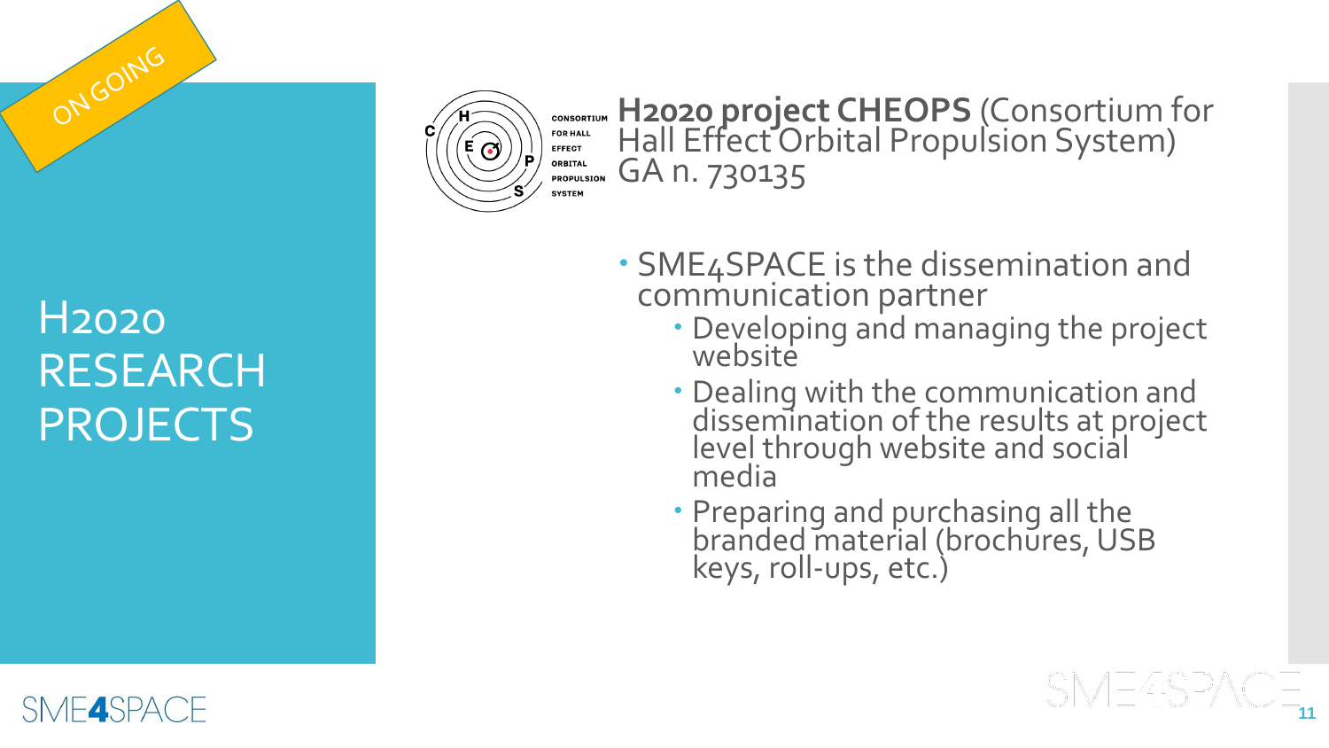ON GOING

# H2020 RESEARCH PROJECTS

CONSORTIUM FOR HALL EFFECT ORBITAL PROPULSION SYSTEM

**H2020 project CHEOPS** (Consortium for Hall Effect Orbital Propulsion System) GA n. 730135

- SME4SPACE is the dissemination and communication partner
  - Developing and managing the project website
  - Dealing with the communication and dissemination of the results at project level through website and social media
  - Preparing and purchasing all the branded material (brochures, USB keys, roll-ups, etc.)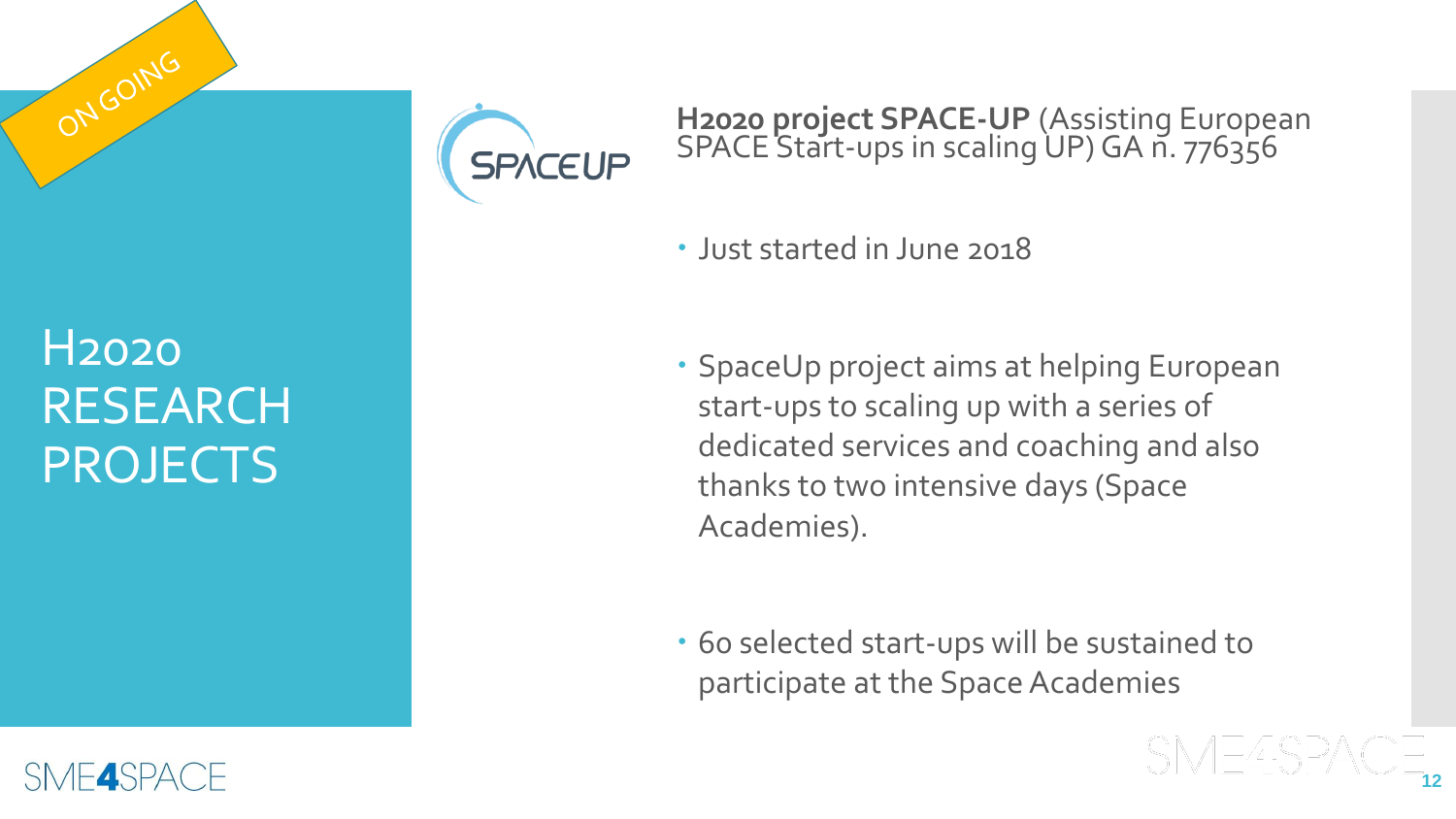ON GOING

# H2020 RESEARCH PROJECTS

SPACEUP

**H2020 project SPACE-UP** (Assisting European SPACE Start-ups in scaling UP) GA n. 776356

- Just started in June 2018
- SpaceUp project aims at helping European start-ups to scaling up with a series of dedicated services and coaching and also thanks to two intensive days (Space Academies).
- 60 selected start-ups will be sustained to participate at the Space Academies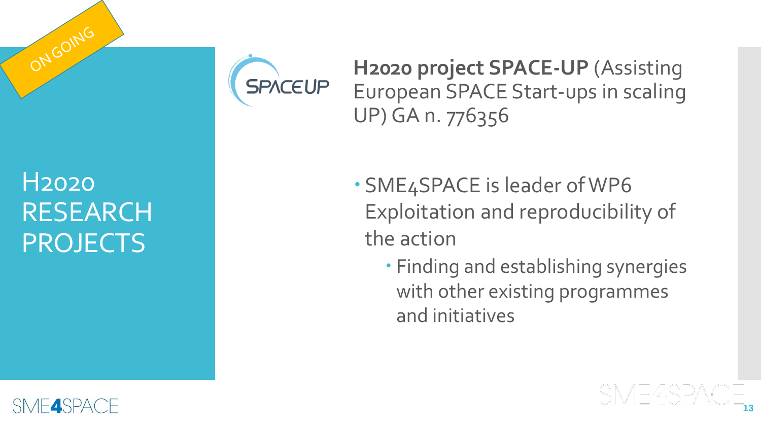ON GOING

# H2020 RESEARCH PROJECTS

**H2020 project SPACE-UP** (Assisting European SPACE Start-ups in scaling UP) GA n. 776356

- SME4SPACE is leader of WP6 Exploitation and reproducibility of the action
  - Finding and establishing synergies with other existing programmes and initiatives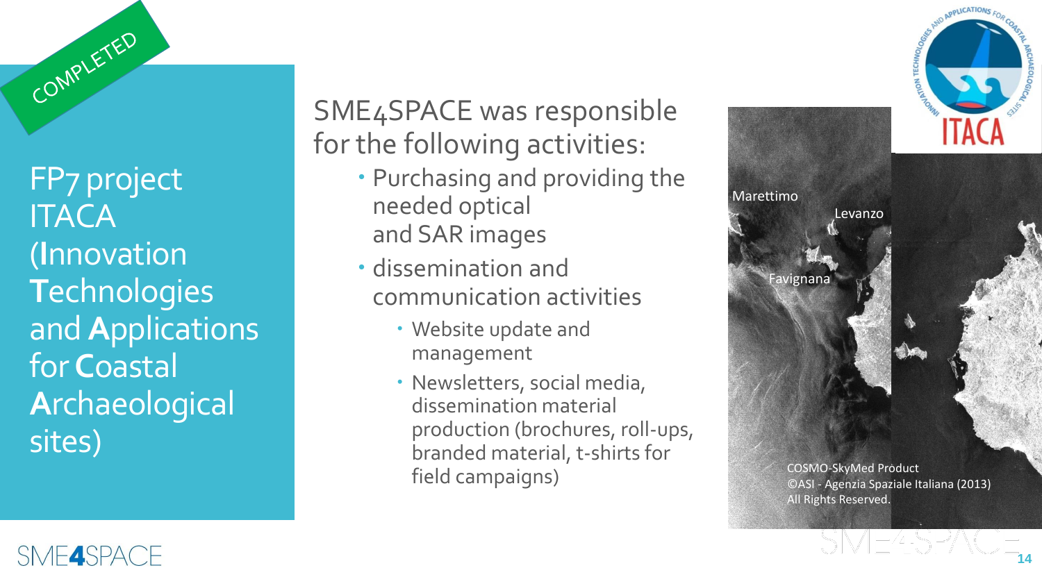COMPLETED

# FP7 project ITACA (**I**nnovation **T**echnologies and **A**pplications for **C**oastal **A**rchaeological sites)

SME4SPACE was responsible for the following activities:

- Purchasing and providing the needed optical and SAR images
- dissemination and communication activities
  - Website update and management
  - Newsletters, social media, dissemination material production (brochures, roll-ups, branded material, t-shirts for field campaigns)

Marettimo

Levanzo

Favignana

COSMO-SkyMed Product
©ASI - Agenzia Spaziale Italiana (2013)
All Rights Reserved.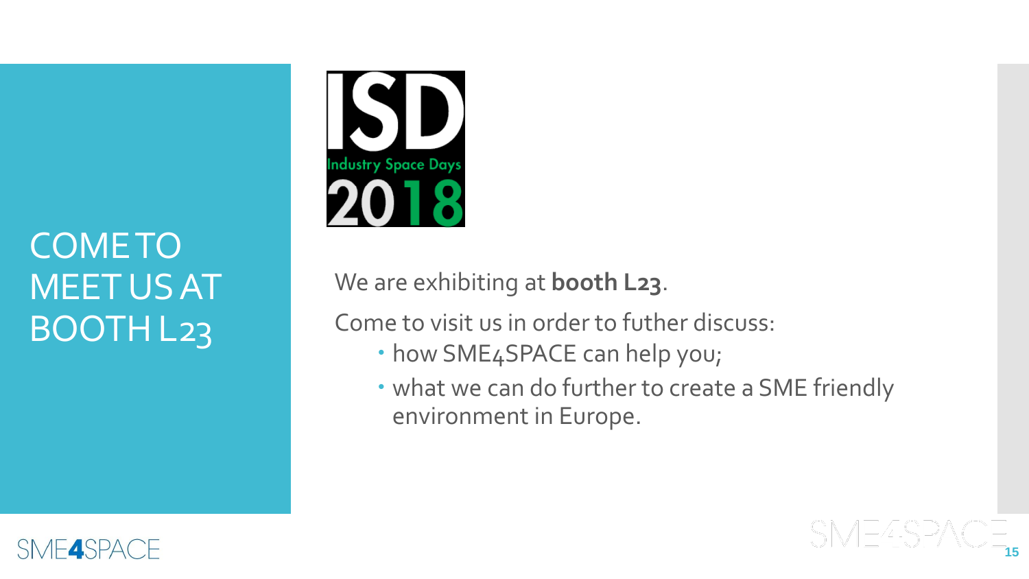# COME TO MEET US AT BOOTH L23

ISD Industry Space Days 2018

We are exhibiting at **booth L23**.

Come to visit us in order to futher discuss:

- how SME4SPACE can help you;
- what we can do further to create a SME friendly environment in Europe.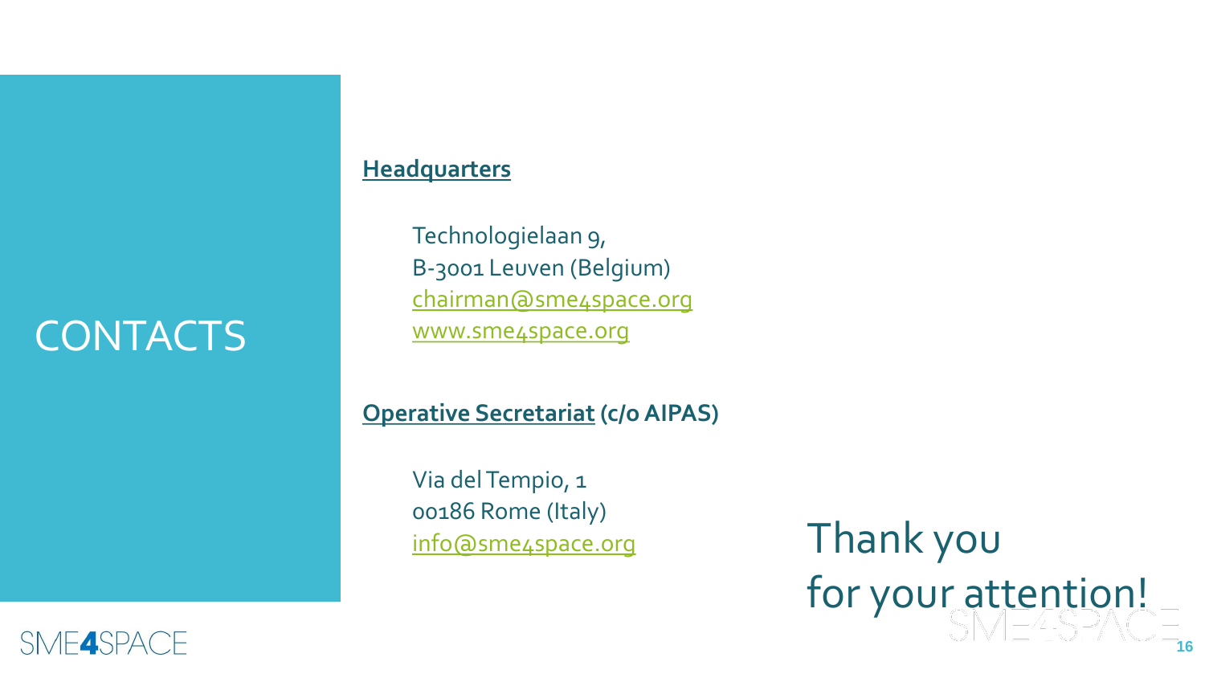# CONTACTS

**Headquarters**

Technologielaan 9,
B-3001 Leuven (Belgium)
chairman@sme4space.org
www.sme4space.org

**Operative Secretariat (c/o AIPAS)**

Via del Tempio, 1
00186 Rome (Italy)
info@sme4space.org

Thank you
for your attention!

SME4SPACE